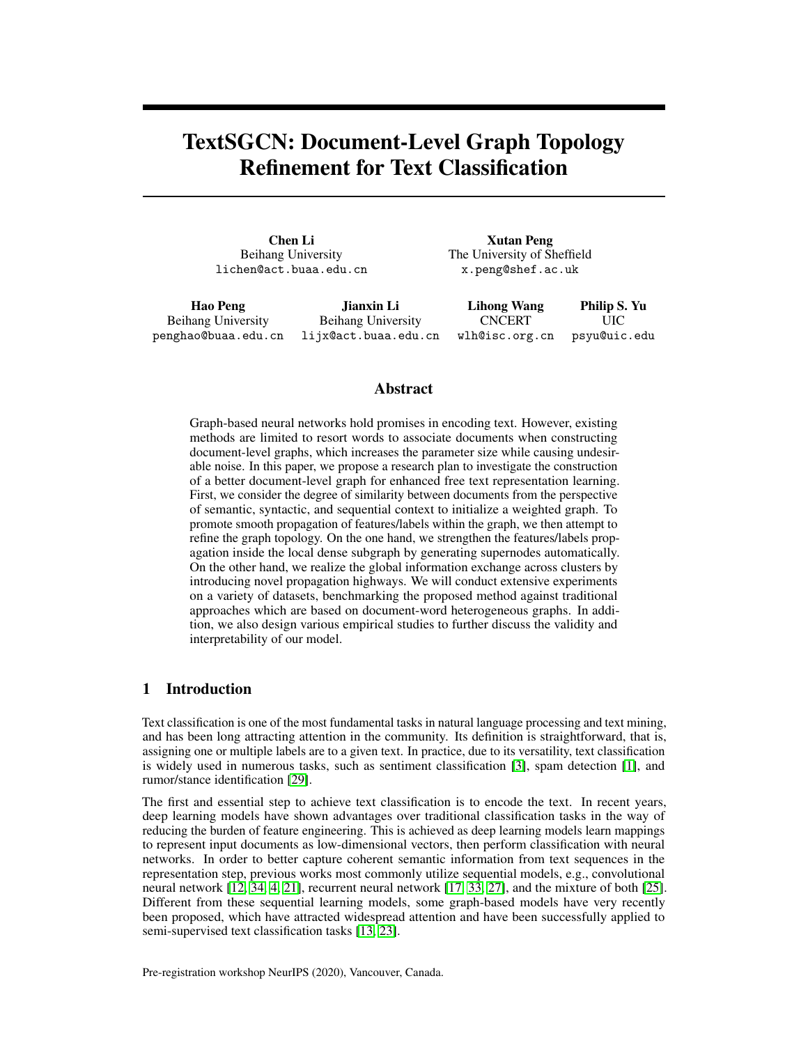# TextSGCN: Document-Level Graph Topology Refinement for Text Classification

**Chen Li**
Beihang University
lichen@act.buaa.edu.cn

**Xutan Peng**
The University of Sheffield
x.peng@shef.ac.uk

**Hao Peng**
Beihang University
penghao@buaa.edu.cn

**Jianxin Li**
Beihang University
lijx@act.buaa.edu.cn

**Lihong Wang**
CNCERT
wlh@isc.org.cn

**Philip S. Yu**
UIC
psyu@uic.edu

## Abstract

Graph-based neural networks hold promises in encoding text. However, existing methods are limited to resort words to associate documents when constructing document-level graphs, which increases the parameter size while causing undesirable noise. In this paper, we propose a research plan to investigate the construction of a better document-level graph for enhanced free text representation learning. First, we consider the degree of similarity between documents from the perspective of semantic, syntactic, and sequential context to initialize a weighted graph. To promote smooth propagation of features/labels within the graph, we then attempt to refine the graph topology. On the one hand, we strengthen the features/labels propagation inside the local dense subgraph by generating supernodes automatically. On the other hand, we realize the global information exchange across clusters by introducing novel propagation highways. We will conduct extensive experiments on a variety of datasets, benchmarking the proposed method against traditional approaches which are based on document-word heterogeneous graphs. In addition, we also design various empirical studies to further discuss the validity and interpretability of our model.

## 1 Introduction

Text classification is one of the most fundamental tasks in natural language processing and text mining, and has been long attracting attention in the community. Its definition is straightforward, that is, assigning one or multiple labels are to a given text. In practice, due to its versatility, text classification is widely used in numerous tasks, such as sentiment classification [3], spam detection [1], and rumor/stance identification [29].

The first and essential step to achieve text classification is to encode the text. In recent years, deep learning models have shown advantages over traditional classification tasks in the way of reducing the burden of feature engineering. This is achieved as deep learning models learn mappings to represent input documents as low-dimensional vectors, then perform classification with neural networks. In order to better capture coherent semantic information from text sequences in the representation step, previous works most commonly utilize sequential models, e.g., convolutional neural network [12, 34, 4, 21], recurrent neural network [17, 33, 27], and the mixture of both [25]. Different from these sequential learning models, some graph-based models have very recently been proposed, which have attracted widespread attention and have been successfully applied to semi-supervised text classification tasks [13, 23].

Pre-registration workshop NeurIPS (2020), Vancouver, Canada.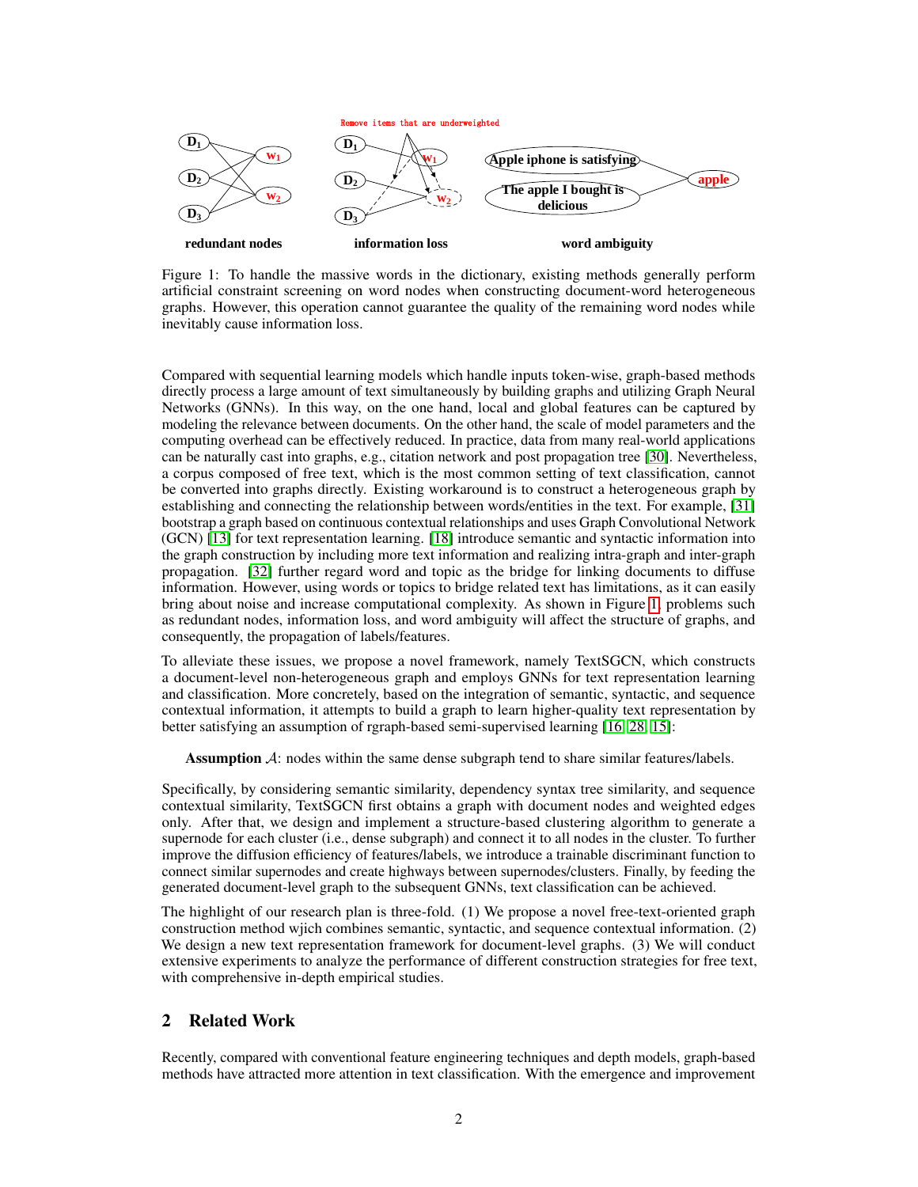Figure 1: To handle the massive words in the dictionary, existing methods generally perform artificial constraint screening on word nodes when constructing document-word heterogeneous graphs. However, this operation cannot guarantee the quality of the remaining word nodes while inevitably cause information loss.

Compared with sequential learning models which handle inputs token-wise, graph-based methods directly process a large amount of text simultaneously by building graphs and utilizing Graph Neural Networks (GNNs). In this way, on the one hand, local and global features can be captured by modeling the relevance between documents. On the other hand, the scale of model parameters and the computing overhead can be effectively reduced. In practice, data from many real-world applications can be naturally cast into graphs, e.g., citation network and post propagation tree [30]. Nevertheless, a corpus composed of free text, which is the most common setting of text classification, cannot be converted into graphs directly. Existing workaround is to construct a heterogeneous graph by establishing and connecting the relationship between words/entities in the text. For example, [31] bootstrap a graph based on continuous contextual relationships and uses Graph Convolutional Network (GCN) [13] for text representation learning. [18] introduce semantic and syntactic information into the graph construction by including more text information and realizing intra-graph and inter-graph propagation. [32] further regard word and topic as the bridge for linking documents to diffuse information. However, using words or topics to bridge related text has limitations, as it can easily bring about noise and increase computational complexity. As shown in Figure 1, problems such as redundant nodes, information loss, and word ambiguity will affect the structure of graphs, and consequently, the propagation of labels/features.

To alleviate these issues, we propose a novel framework, namely TextSGCN, which constructs a document-level non-heterogeneous graph and employs GNNs for text representation learning and classification. More concretely, based on the integration of semantic, syntactic, and sequence contextual information, it attempts to build a graph to learn higher-quality text representation by better satisfying an assumption of rgraph-based semi-supervised learning [16, 28, 15]:

> **Assumption** $\mathcal{A}$: nodes within the same dense subgraph tend to share similar features/labels.

Specifically, by considering semantic similarity, dependency syntax tree similarity, and sequence contextual similarity, TextSGCN first obtains a graph with document nodes and weighted edges only. After that, we design and implement a structure-based clustering algorithm to generate a supernode for each cluster (i.e., dense subgraph) and connect it to all nodes in the cluster. To further improve the diffusion efficiency of features/labels, we introduce a trainable discriminant function to connect similar supernodes and create highways between supernodes/clusters. Finally, by feeding the generated document-level graph to the subsequent GNNs, text classification can be achieved.

The highlight of our research plan is three-fold. (1) We propose a novel free-text-oriented graph construction method wjich combines semantic, syntactic, and sequence contextual information. (2) We design a new text representation framework for document-level graphs. (3) We will conduct extensive experiments to analyze the performance of different construction strategies for free text, with comprehensive in-depth empirical studies.

## 2 Related Work

Recently, compared with conventional feature engineering techniques and depth models, graph-based methods have attracted more attention in text classification. With the emergence and improvement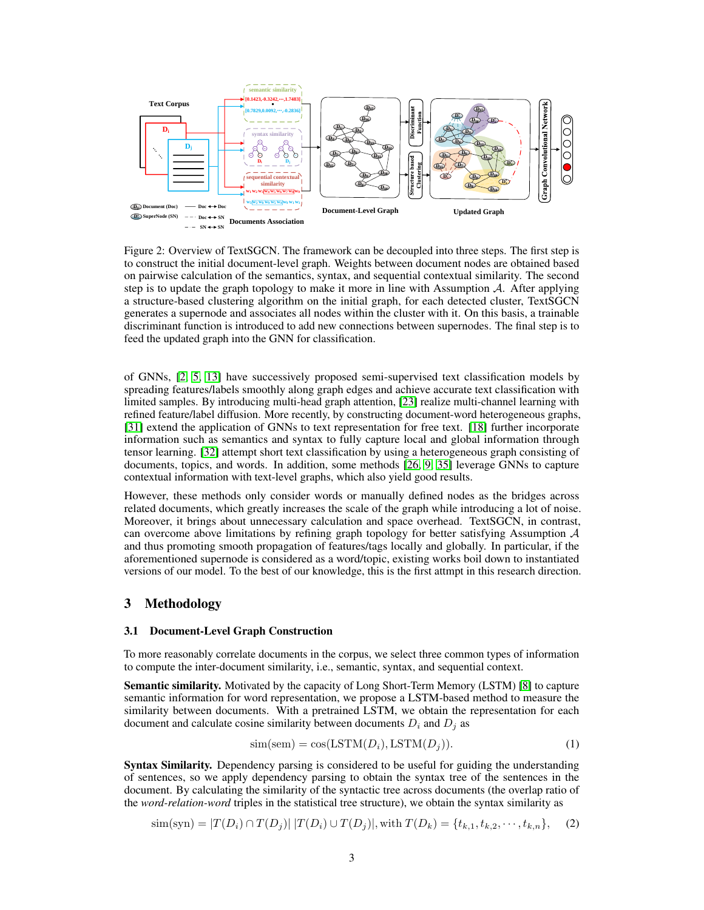Figure 2: Overview of TextSGCN. The framework can be decoupled into three steps. The first step is to construct the initial document-level graph. Weights between document nodes are obtained based on pairwise calculation of the semantics, syntax, and sequential contextual similarity. The second step is to update the graph topology to make it more in line with Assumption $\mathcal{A}$. After applying a structure-based clustering algorithm on the initial graph, for each detected cluster, TextSGCN generates a supernode and associates all nodes within the cluster with it. On this basis, a trainable discriminant function is introduced to add new connections between supernodes. The final step is to feed the updated graph into the GNN for classification.

of GNNs, [2, 5, 13] have successively proposed semi-supervised text classification models by spreading features/labels smoothly along graph edges and achieve accurate text classification with limited samples. By introducing multi-head graph attention, [23] realize multi-channel learning with refined feature/label diffusion. More recently, by constructing document-word heterogeneous graphs, [31] extend the application of GNNs to text representation for free text. [18] further incorporate information such as semantics and syntax to fully capture local and global information through tensor learning. [32] attempt short text classification by using a heterogeneous graph consisting of documents, topics, and words. In addition, some methods [26, 9, 35] leverage GNNs to capture contextual information with text-level graphs, which also yield good results.

However, these methods only consider words or manually defined nodes as the bridges across related documents, which greatly increases the scale of the graph while introducing a lot of noise. Moreover, it brings about unnecessary calculation and space overhead. TextSGCN, in contrast, can overcome above limitations by refining graph topology for better satisfying Assumption $\mathcal{A}$ and thus promoting smooth propagation of features/tags locally and globally. In particular, if the aforementioned supernode is considered as a word/topic, existing works boil down to instantiated versions of our model. To the best of our knowledge, this is the first attmpt in this research direction.

## 3 Methodology

### 3.1 Document-Level Graph Construction

To more reasonably correlate documents in the corpus, we select three common types of information to compute the inter-document similarity, i.e., semantic, syntax, and sequential context.

**Semantic similarity.** Motivated by the capacity of Long Short-Term Memory (LSTM) [8] to capture semantic information for word representation, we propose a LSTM-based method to measure the similarity between documents. With a pretrained LSTM, we obtain the representation for each document and calculate cosine similarity between documents $D_i$ and $D_j$ as

$$\text{sim(sem)} = \cos(\text{LSTM}(D_i), \text{LSTM}(D_j)). \tag{1}$$

**Syntax Similarity.** Dependency parsing is considered to be useful for guiding the understanding of sentences, so we apply dependency parsing to obtain the syntax tree of the sentences in the document. By calculating the similarity of the syntactic tree across documents (the overlap ratio of the *word-relation-word* triples in the statistical tree structure), we obtain the syntax similarity as

$$\text{sim(syn)} = |T(D_i) \cap T(D_j)| \; |T(D_i) \cup T(D_j)|, \text{with } T(D_k) = \{t_{k,1}, t_{k,2}, \cdots, t_{k,n}\}, \tag{2}$$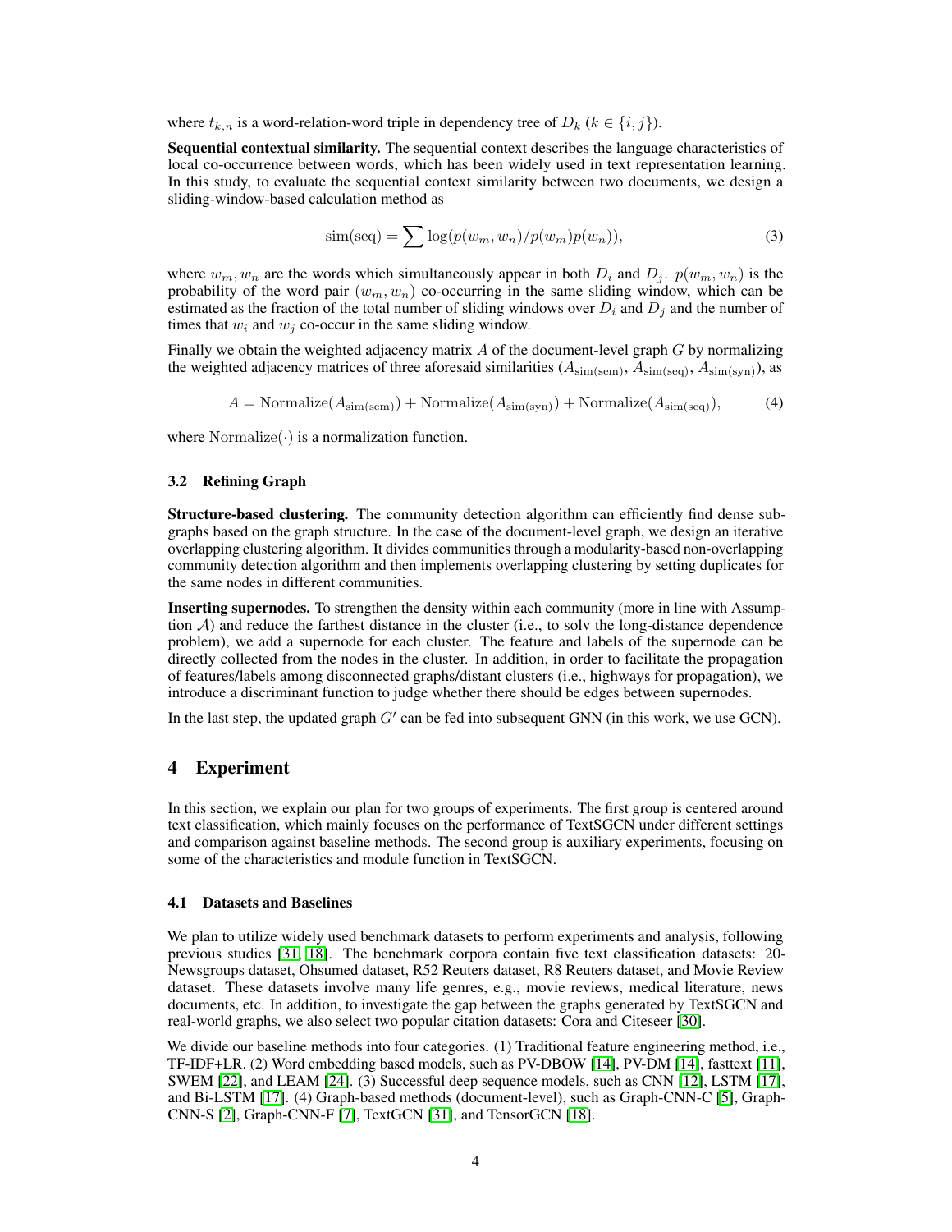where $t_{k,n}$ is a word-relation-word triple in dependency tree of $D_k$ ($k \in \{i, j\}$).

**Sequential contextual similarity.** The sequential context describes the language characteristics of local co-occurrence between words, which has been widely used in text representation learning. In this study, to evaluate the sequential context similarity between two documents, we design a sliding-window-based calculation method as

$$\text{sim(seq)} = \sum \log(p(w_m, w_n)/p(w_m)p(w_n)), \tag{3}$$

where $w_m, w_n$ are the words which simultaneously appear in both $D_i$ and $D_j$. $p(w_m, w_n)$ is the probability of the word pair $(w_m, w_n)$ co-occurring in the same sliding window, which can be estimated as the fraction of the total number of sliding windows over $D_i$ and $D_j$ and the number of times that $w_i$ and $w_j$ co-occur in the same sliding window.

Finally we obtain the weighted adjacency matrix $A$ of the document-level graph $G$ by normalizing the weighted adjacency matrices of three aforesaid similarities ($A_{\text{sim(sem)}}$, $A_{\text{sim(seq)}}$, $A_{\text{sim(syn)}}$), as

$$A = \text{Normalize}(A_{\text{sim(sem)}}) + \text{Normalize}(A_{\text{sim(syn)}}) + \text{Normalize}(A_{\text{sim(seq)}}), \tag{4}$$

where $\text{Normalize}(\cdot)$ is a normalization function.

### 3.2 Refining Graph

**Structure-based clustering.** The community detection algorithm can efficiently find dense subgraphs based on the graph structure. In the case of the document-level graph, we design an iterative overlapping clustering algorithm. It divides communities through a modularity-based non-overlapping community detection algorithm and then implements overlapping clustering by setting duplicates for the same nodes in different communities.

**Inserting supernodes.** To strengthen the density within each community (more in line with Assumption $\mathcal{A}$) and reduce the farthest distance in the cluster (i.e., to solv the long-distance dependence problem), we add a supernode for each cluster. The feature and labels of the supernode can be directly collected from the nodes in the cluster. In addition, in order to facilitate the propagation of features/labels among disconnected graphs/distant clusters (i.e., highways for propagation), we introduce a discriminant function to judge whether there should be edges between supernodes.

In the last step, the updated graph $G'$ can be fed into subsequent GNN (in this work, we use GCN).

## 4 Experiment

In this section, we explain our plan for two groups of experiments. The first group is centered around text classification, which mainly focuses on the performance of TextSGCN under different settings and comparison against baseline methods. The second group is auxiliary experiments, focusing on some of the characteristics and module function in TextSGCN.

### 4.1 Datasets and Baselines

We plan to utilize widely used benchmark datasets to perform experiments and analysis, following previous studies [31, 18]. The benchmark corpora contain five text classification datasets: 20-Newsgroups dataset, Ohsumed dataset, R52 Reuters dataset, R8 Reuters dataset, and Movie Review dataset. These datasets involve many life genres, e.g., movie reviews, medical literature, news documents, etc. In addition, to investigate the gap between the graphs generated by TextSGCN and real-world graphs, we also select two popular citation datasets: Cora and Citeseer [30].

We divide our baseline methods into four categories. (1) Traditional feature engineering method, i.e., TF-IDF+LR. (2) Word embedding based models, such as PV-DBOW [14], PV-DM [14], fasttext [11], SWEM [22], and LEAM [24]. (3) Successful deep sequence models, such as CNN [12], LSTM [17], and Bi-LSTM [17]. (4) Graph-based methods (document-level), such as Graph-CNN-C [5], Graph-CNN-S [2], Graph-CNN-F [7], TextGCN [31], and TensorGCN [18].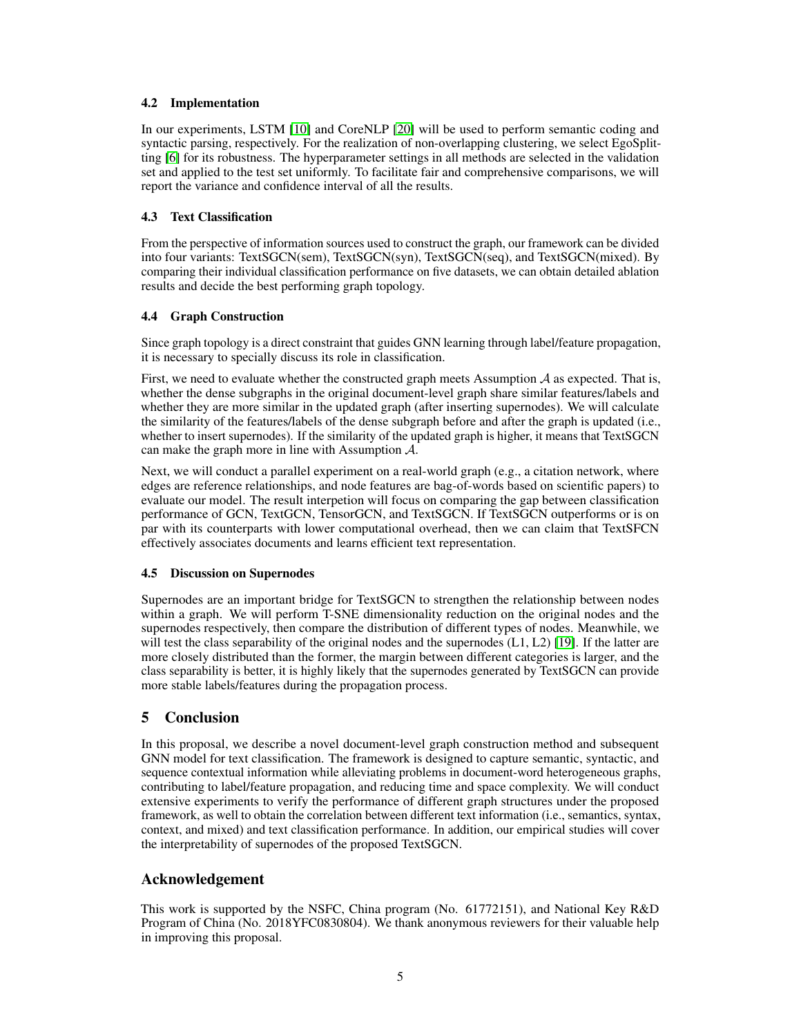### 4.2 Implementation

In our experiments, LSTM [10] and CoreNLP [20] will be used to perform semantic coding and syntactic parsing, respectively. For the realization of non-overlapping clustering, we select EgoSplitting [6] for its robustness. The hyperparameter settings in all methods are selected in the validation set and applied to the test set uniformly. To facilitate fair and comprehensive comparisons, we will report the variance and confidence interval of all the results.

### 4.3 Text Classification

From the perspective of information sources used to construct the graph, our framework can be divided into four variants: TextSGCN(sem), TextSGCN(syn), TextSGCN(seq), and TextSGCN(mixed). By comparing their individual classification performance on five datasets, we can obtain detailed ablation results and decide the best performing graph topology.

### 4.4 Graph Construction

Since graph topology is a direct constraint that guides GNN learning through label/feature propagation, it is necessary to specially discuss its role in classification.

First, we need to evaluate whether the constructed graph meets Assumption $\mathcal{A}$ as expected. That is, whether the dense subgraphs in the original document-level graph share similar features/labels and whether they are more similar in the updated graph (after inserting supernodes). We will calculate the similarity of the features/labels of the dense subgraph before and after the graph is updated (i.e., whether to insert supernodes). If the similarity of the updated graph is higher, it means that TextSGCN can make the graph more in line with Assumption $\mathcal{A}$.

Next, we will conduct a parallel experiment on a real-world graph (e.g., a citation network, where edges are reference relationships, and node features are bag-of-words based on scientific papers) to evaluate our model. The result interpetion will focus on comparing the gap between classification performance of GCN, TextGCN, TensorGCN, and TextSGCN. If TextSGCN outperforms or is on par with its counterparts with lower computational overhead, then we can claim that TextSFCN effectively associates documents and learns efficient text representation.

### 4.5 Discussion on Supernodes

Supernodes are an important bridge for TextSGCN to strengthen the relationship between nodes within a graph. We will perform T-SNE dimensionality reduction on the original nodes and the supernodes respectively, then compare the distribution of different types of nodes. Meanwhile, we will test the class separability of the original nodes and the supernodes (L1, L2) [19]. If the latter are more closely distributed than the former, the margin between different categories is larger, and the class separability is better, it is highly likely that the supernodes generated by TextSGCN can provide more stable labels/features during the propagation process.

## 5 Conclusion

In this proposal, we describe a novel document-level graph construction method and subsequent GNN model for text classification. The framework is designed to capture semantic, syntactic, and sequence contextual information while alleviating problems in document-word heterogeneous graphs, contributing to label/feature propagation, and reducing time and space complexity. We will conduct extensive experiments to verify the performance of different graph structures under the proposed framework, as well to obtain the correlation between different text information (i.e., semantics, syntax, context, and mixed) and text classification performance. In addition, our empirical studies will cover the interpretability of supernodes of the proposed TextSGCN.

## Acknowledgement

This work is supported by the NSFC, China program (No. 61772151), and National Key R&D Program of China (No. 2018YFC0830804). We thank anonymous reviewers for their valuable help in improving this proposal.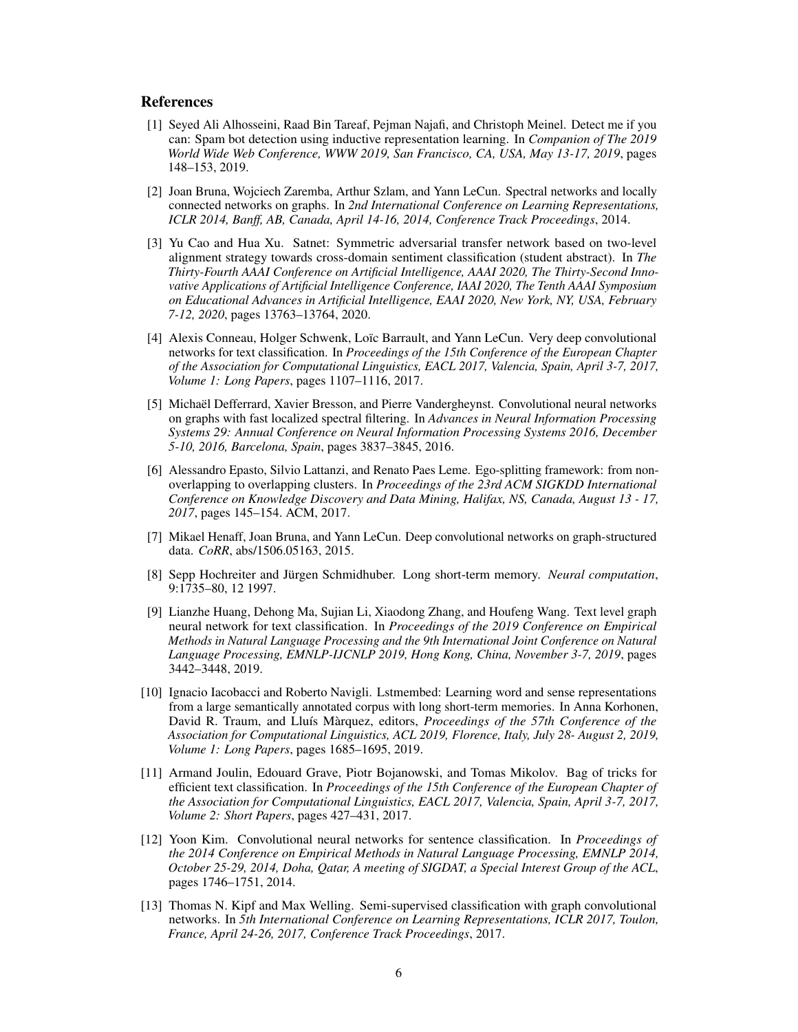## References

[1] Seyed Ali Alhosseini, Raad Bin Tareaf, Pejman Najafi, and Christoph Meinel. Detect me if you can: Spam bot detection using inductive representation learning. In *Companion of The 2019 World Wide Web Conference, WWW 2019, San Francisco, CA, USA, May 13-17, 2019*, pages 148–153, 2019.

[2] Joan Bruna, Wojciech Zaremba, Arthur Szlam, and Yann LeCun. Spectral networks and locally connected networks on graphs. In *2nd International Conference on Learning Representations, ICLR 2014, Banff, AB, Canada, April 14-16, 2014, Conference Track Proceedings*, 2014.

[3] Yu Cao and Hua Xu. Satnet: Symmetric adversarial transfer network based on two-level alignment strategy towards cross-domain sentiment classification (student abstract). In *The Thirty-Fourth AAAI Conference on Artificial Intelligence, AAAI 2020, The Thirty-Second Innovative Applications of Artificial Intelligence Conference, IAAI 2020, The Tenth AAAI Symposium on Educational Advances in Artificial Intelligence, EAAI 2020, New York, NY, USA, February 7-12, 2020*, pages 13763–13764, 2020.

[4] Alexis Conneau, Holger Schwenk, Loïc Barrault, and Yann LeCun. Very deep convolutional networks for text classification. In *Proceedings of the 15th Conference of the European Chapter of the Association for Computational Linguistics, EACL 2017, Valencia, Spain, April 3-7, 2017, Volume 1: Long Papers*, pages 1107–1116, 2017.

[5] Michaël Defferrard, Xavier Bresson, and Pierre Vandergheynst. Convolutional neural networks on graphs with fast localized spectral filtering. In *Advances in Neural Information Processing Systems 29: Annual Conference on Neural Information Processing Systems 2016, December 5-10, 2016, Barcelona, Spain*, pages 3837–3845, 2016.

[6] Alessandro Epasto, Silvio Lattanzi, and Renato Paes Leme. Ego-splitting framework: from non-overlapping to overlapping clusters. In *Proceedings of the 23rd ACM SIGKDD International Conference on Knowledge Discovery and Data Mining, Halifax, NS, Canada, August 13 - 17, 2017*, pages 145–154. ACM, 2017.

[7] Mikael Henaff, Joan Bruna, and Yann LeCun. Deep convolutional networks on graph-structured data. *CoRR*, abs/1506.05163, 2015.

[8] Sepp Hochreiter and Jürgen Schmidhuber. Long short-term memory. *Neural computation*, 9:1735–80, 12 1997.

[9] Lianzhe Huang, Dehong Ma, Sujian Li, Xiaodong Zhang, and Houfeng Wang. Text level graph neural network for text classification. In *Proceedings of the 2019 Conference on Empirical Methods in Natural Language Processing and the 9th International Joint Conference on Natural Language Processing, EMNLP-IJCNLP 2019, Hong Kong, China, November 3-7, 2019*, pages 3442–3448, 2019.

[10] Ignacio Iacobacci and Roberto Navigli. Lstmembed: Learning word and sense representations from a large semantically annotated corpus with long short-term memories. In Anna Korhonen, David R. Traum, and Lluís Màrquez, editors, *Proceedings of the 57th Conference of the Association for Computational Linguistics, ACL 2019, Florence, Italy, July 28- August 2, 2019, Volume 1: Long Papers*, pages 1685–1695, 2019.

[11] Armand Joulin, Edouard Grave, Piotr Bojanowski, and Tomas Mikolov. Bag of tricks for efficient text classification. In *Proceedings of the 15th Conference of the European Chapter of the Association for Computational Linguistics, EACL 2017, Valencia, Spain, April 3-7, 2017, Volume 2: Short Papers*, pages 427–431, 2017.

[12] Yoon Kim. Convolutional neural networks for sentence classification. In *Proceedings of the 2014 Conference on Empirical Methods in Natural Language Processing, EMNLP 2014, October 25-29, 2014, Doha, Qatar, A meeting of SIGDAT, a Special Interest Group of the ACL*, pages 1746–1751, 2014.

[13] Thomas N. Kipf and Max Welling. Semi-supervised classification with graph convolutional networks. In *5th International Conference on Learning Representations, ICLR 2017, Toulon, France, April 24-26, 2017, Conference Track Proceedings*, 2017.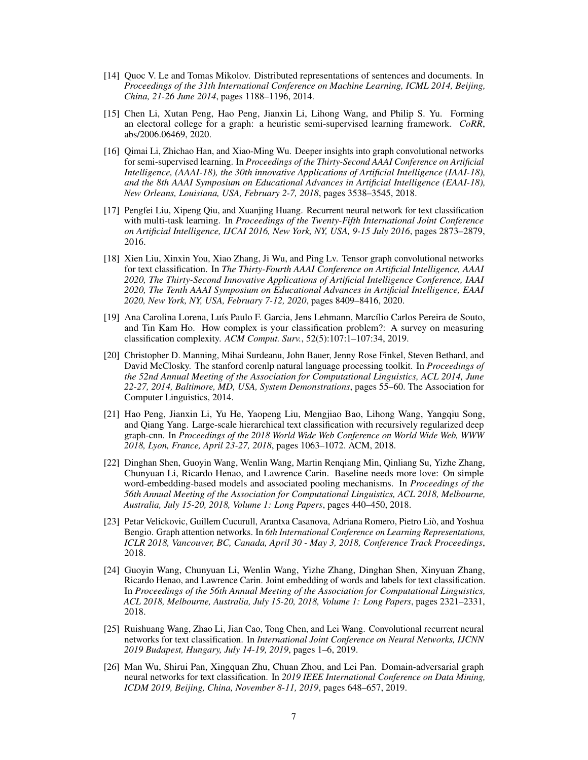[14] Quoc V. Le and Tomas Mikolov. Distributed representations of sentences and documents. In *Proceedings of the 31th International Conference on Machine Learning, ICML 2014, Beijing, China, 21-26 June 2014*, pages 1188–1196, 2014.

[15] Chen Li, Xutan Peng, Hao Peng, Jianxin Li, Lihong Wang, and Philip S. Yu. Forming an electoral college for a graph: a heuristic semi-supervised learning framework. *CoRR*, abs/2006.06469, 2020.

[16] Qimai Li, Zhichao Han, and Xiao-Ming Wu. Deeper insights into graph convolutional networks for semi-supervised learning. In *Proceedings of the Thirty-Second AAAI Conference on Artificial Intelligence, (AAAI-18), the 30th innovative Applications of Artificial Intelligence (IAAI-18), and the 8th AAAI Symposium on Educational Advances in Artificial Intelligence (EAAI-18), New Orleans, Louisiana, USA, February 2-7, 2018*, pages 3538–3545, 2018.

[17] Pengfei Liu, Xipeng Qiu, and Xuanjing Huang. Recurrent neural network for text classification with multi-task learning. In *Proceedings of the Twenty-Fifth International Joint Conference on Artificial Intelligence, IJCAI 2016, New York, NY, USA, 9-15 July 2016*, pages 2873–2879, 2016.

[18] Xien Liu, Xinxin You, Xiao Zhang, Ji Wu, and Ping Lv. Tensor graph convolutional networks for text classification. In *The Thirty-Fourth AAAI Conference on Artificial Intelligence, AAAI 2020, The Thirty-Second Innovative Applications of Artificial Intelligence Conference, IAAI 2020, The Tenth AAAI Symposium on Educational Advances in Artificial Intelligence, EAAI 2020, New York, NY, USA, February 7-12, 2020*, pages 8409–8416, 2020.

[19] Ana Carolina Lorena, Luís Paulo F. Garcia, Jens Lehmann, Marcílio Carlos Pereira de Souto, and Tin Kam Ho. How complex is your classification problem?: A survey on measuring classification complexity. *ACM Comput. Surv.*, 52(5):107:1–107:34, 2019.

[20] Christopher D. Manning, Mihai Surdeanu, John Bauer, Jenny Rose Finkel, Steven Bethard, and David McClosky. The stanford corenlp natural language processing toolkit. In *Proceedings of the 52nd Annual Meeting of the Association for Computational Linguistics, ACL 2014, June 22-27, 2014, Baltimore, MD, USA, System Demonstrations*, pages 55–60. The Association for Computer Linguistics, 2014.

[21] Hao Peng, Jianxin Li, Yu He, Yaopeng Liu, Mengjiao Bao, Lihong Wang, Yangqiu Song, and Qiang Yang. Large-scale hierarchical text classification with recursively regularized deep graph-cnn. In *Proceedings of the 2018 World Wide Web Conference on World Wide Web, WWW 2018, Lyon, France, April 23-27, 2018*, pages 1063–1072. ACM, 2018.

[22] Dinghan Shen, Guoyin Wang, Wenlin Wang, Martin Renqiang Min, Qinliang Su, Yizhe Zhang, Chunyuan Li, Ricardo Henao, and Lawrence Carin. Baseline needs more love: On simple word-embedding-based models and associated pooling mechanisms. In *Proceedings of the 56th Annual Meeting of the Association for Computational Linguistics, ACL 2018, Melbourne, Australia, July 15-20, 2018, Volume 1: Long Papers*, pages 440–450, 2018.

[23] Petar Velickovic, Guillem Cucurull, Arantxa Casanova, Adriana Romero, Pietro Liò, and Yoshua Bengio. Graph attention networks. In *6th International Conference on Learning Representations, ICLR 2018, Vancouver, BC, Canada, April 30 - May 3, 2018, Conference Track Proceedings*, 2018.

[24] Guoyin Wang, Chunyuan Li, Wenlin Wang, Yizhe Zhang, Dinghan Shen, Xinyuan Zhang, Ricardo Henao, and Lawrence Carin. Joint embedding of words and labels for text classification. In *Proceedings of the 56th Annual Meeting of the Association for Computational Linguistics, ACL 2018, Melbourne, Australia, July 15-20, 2018, Volume 1: Long Papers*, pages 2321–2331, 2018.

[25] Ruishuang Wang, Zhao Li, Jian Cao, Tong Chen, and Lei Wang. Convolutional recurrent neural networks for text classification. In *International Joint Conference on Neural Networks, IJCNN 2019 Budapest, Hungary, July 14-19, 2019*, pages 1–6, 2019.

[26] Man Wu, Shirui Pan, Xingquan Zhu, Chuan Zhou, and Lei Pan. Domain-adversarial graph neural networks for text classification. In *2019 IEEE International Conference on Data Mining, ICDM 2019, Beijing, China, November 8-11, 2019*, pages 648–657, 2019.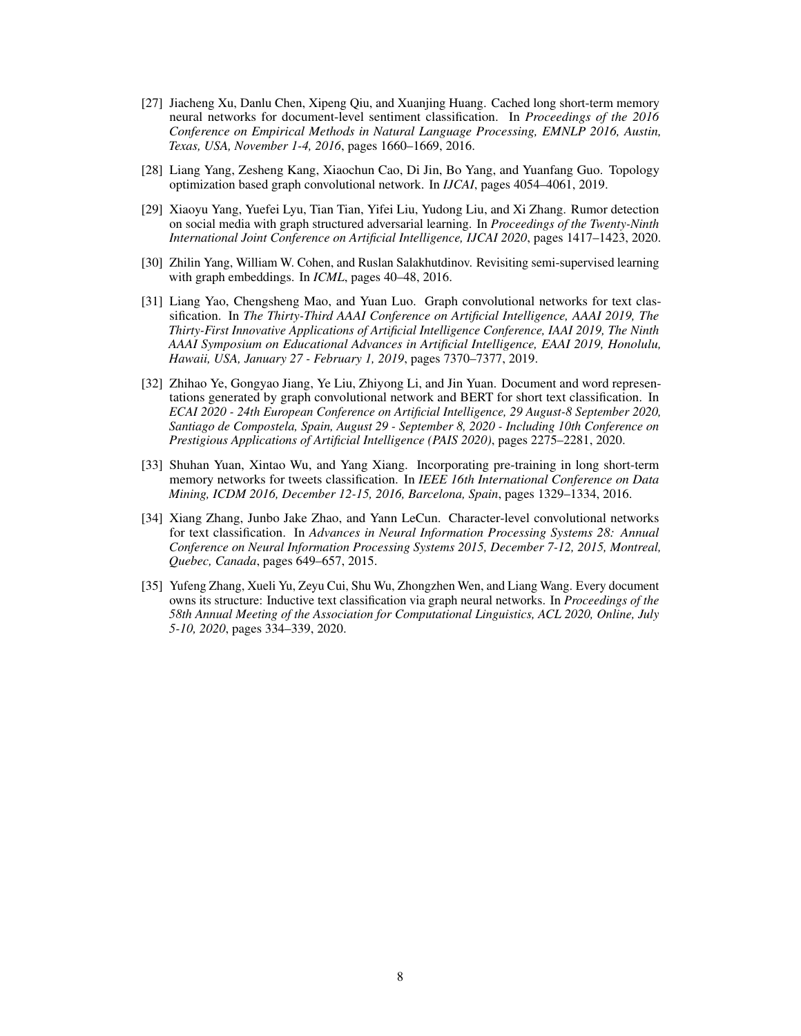[27] Jiacheng Xu, Danlu Chen, Xipeng Qiu, and Xuanjing Huang. Cached long short-term memory neural networks for document-level sentiment classification. In *Proceedings of the 2016 Conference on Empirical Methods in Natural Language Processing, EMNLP 2016, Austin, Texas, USA, November 1-4, 2016*, pages 1660–1669, 2016.

[28] Liang Yang, Zesheng Kang, Xiaochun Cao, Di Jin, Bo Yang, and Yuanfang Guo. Topology optimization based graph convolutional network. In *IJCAI*, pages 4054–4061, 2019.

[29] Xiaoyu Yang, Yuefei Lyu, Tian Tian, Yifei Liu, Yudong Liu, and Xi Zhang. Rumor detection on social media with graph structured adversarial learning. In *Proceedings of the Twenty-Ninth International Joint Conference on Artificial Intelligence, IJCAI 2020*, pages 1417–1423, 2020.

[30] Zhilin Yang, William W. Cohen, and Ruslan Salakhutdinov. Revisiting semi-supervised learning with graph embeddings. In *ICML*, pages 40–48, 2016.

[31] Liang Yao, Chengsheng Mao, and Yuan Luo. Graph convolutional networks for text classification. In *The Thirty-Third AAAI Conference on Artificial Intelligence, AAAI 2019, The Thirty-First Innovative Applications of Artificial Intelligence Conference, IAAI 2019, The Ninth AAAI Symposium on Educational Advances in Artificial Intelligence, EAAI 2019, Honolulu, Hawaii, USA, January 27 - February 1, 2019*, pages 7370–7377, 2019.

[32] Zhihao Ye, Gongyao Jiang, Ye Liu, Zhiyong Li, and Jin Yuan. Document and word representations generated by graph convolutional network and BERT for short text classification. In *ECAI 2020 - 24th European Conference on Artificial Intelligence, 29 August-8 September 2020, Santiago de Compostela, Spain, August 29 - September 8, 2020 - Including 10th Conference on Prestigious Applications of Artificial Intelligence (PAIS 2020)*, pages 2275–2281, 2020.

[33] Shuhan Yuan, Xintao Wu, and Yang Xiang. Incorporating pre-training in long short-term memory networks for tweets classification. In *IEEE 16th International Conference on Data Mining, ICDM 2016, December 12-15, 2016, Barcelona, Spain*, pages 1329–1334, 2016.

[34] Xiang Zhang, Junbo Jake Zhao, and Yann LeCun. Character-level convolutional networks for text classification. In *Advances in Neural Information Processing Systems 28: Annual Conference on Neural Information Processing Systems 2015, December 7-12, 2015, Montreal, Quebec, Canada*, pages 649–657, 2015.

[35] Yufeng Zhang, Xueli Yu, Zeyu Cui, Shu Wu, Zhongzhen Wen, and Liang Wang. Every document owns its structure: Inductive text classification via graph neural networks. In *Proceedings of the 58th Annual Meeting of the Association for Computational Linguistics, ACL 2020, Online, July 5-10, 2020*, pages 334–339, 2020.